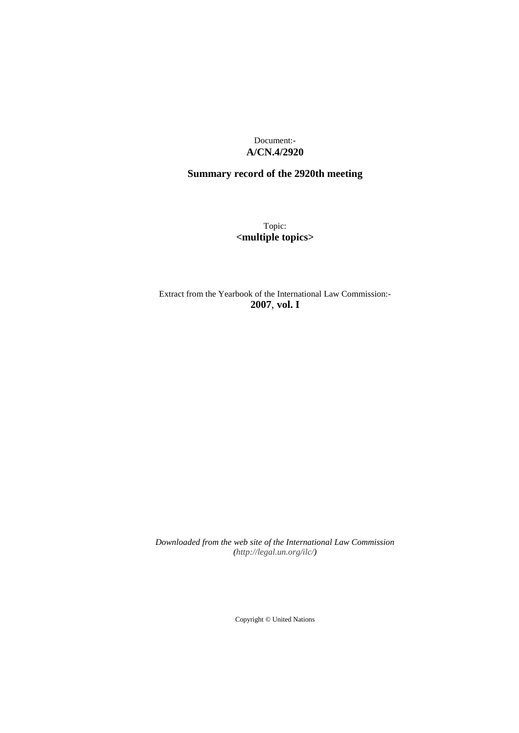Document:-
**A/CN.4/2920**

**Summary record of the 2920th meeting**

Topic:
**<multiple topics>**

Extract from the Yearbook of the International Law Commission:-
**2007**, **vol. I**

*Downloaded from the web site of the International Law Commission (http://legal.un.org/ilc/)*

Copyright © United Nations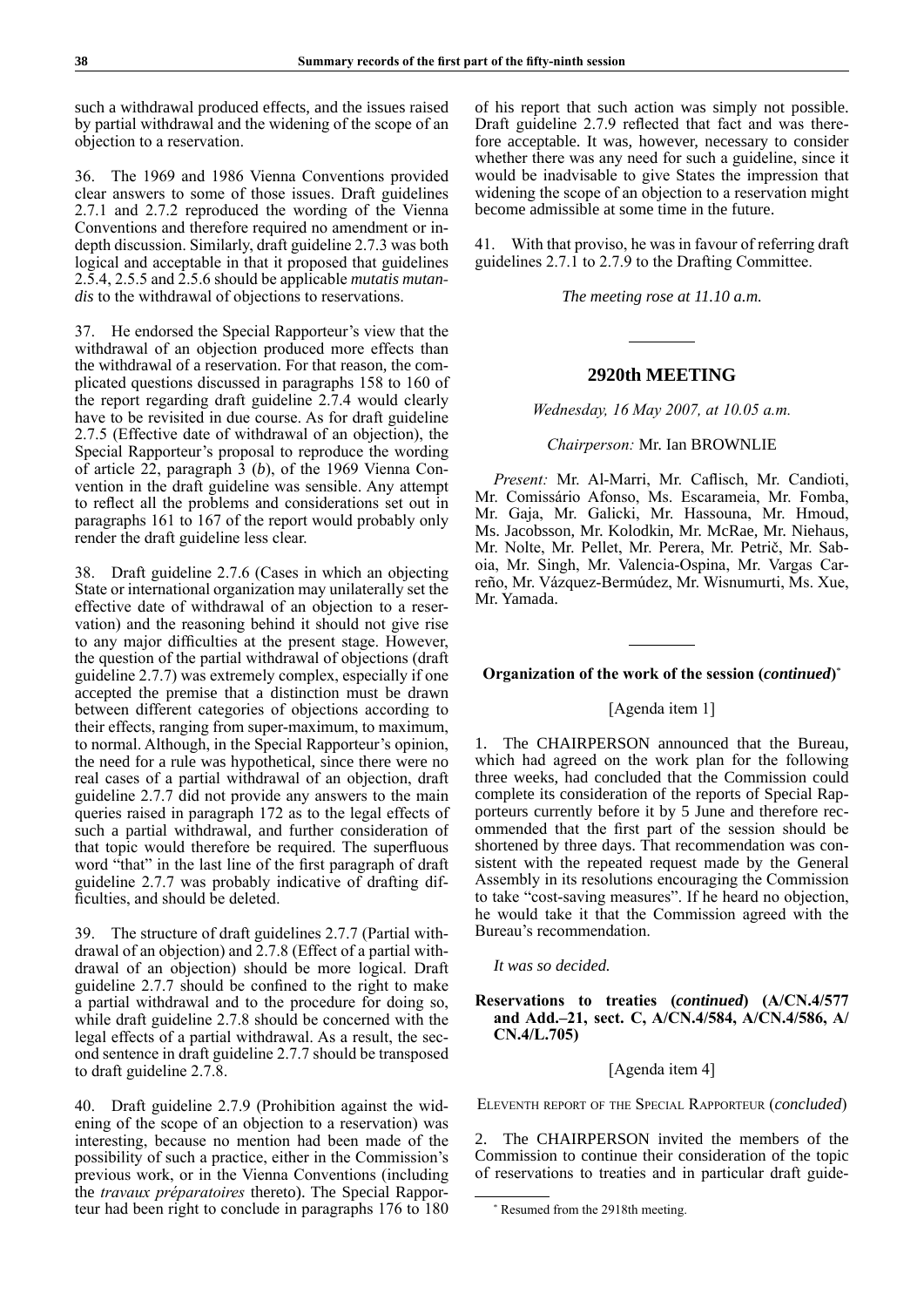such a withdrawal produced effects, and the issues raised by partial withdrawal and the widening of the scope of an objection to a reservation.

36. The 1969 and 1986 Vienna Conventions provided clear answers to some of those issues. Draft guidelines 2.7.1 and 2.7.2 reproduced the wording of the Vienna Conventions and therefore required no amendment or in-depth discussion. Similarly, draft guideline 2.7.3 was both logical and acceptable in that it proposed that guidelines 2.5.4, 2.5.5 and 2.5.6 should be applicable *mutatis mutandis* to the withdrawal of objections to reservations.

37. He endorsed the Special Rapporteur's view that the withdrawal of an objection produced more effects than the withdrawal of a reservation. For that reason, the complicated questions discussed in paragraphs 158 to 160 of the report regarding draft guideline 2.7.4 would clearly have to be revisited in due course. As for draft guideline 2.7.5 (Effective date of withdrawal of an objection), the Special Rapporteur's proposal to reproduce the wording of article 22, paragraph 3 (*b*), of the 1969 Vienna Convention in the draft guideline was sensible. Any attempt to reflect all the problems and considerations set out in paragraphs 161 to 167 of the report would probably only render the draft guideline less clear.

38. Draft guideline 2.7.6 (Cases in which an objecting State or international organization may unilaterally set the effective date of withdrawal of an objection to a reservation) and the reasoning behind it should not give rise to any major difficulties at the present stage. However, the question of the partial withdrawal of objections (draft guideline 2.7.7) was extremely complex, especially if one accepted the premise that a distinction must be drawn between different categories of objections according to their effects, ranging from super-maximum, to maximum, to normal. Although, in the Special Rapporteur's opinion, the need for a rule was hypothetical, since there were no real cases of a partial withdrawal of an objection, draft guideline 2.7.7 did not provide any answers to the main queries raised in paragraph 172 as to the legal effects of such a partial withdrawal, and further consideration of that topic would therefore be required. The superfluous word "that" in the last line of the first paragraph of draft guideline 2.7.7 was probably indicative of drafting difficulties, and should be deleted.

39. The structure of draft guidelines 2.7.7 (Partial withdrawal of an objection) and 2.7.8 (Effect of a partial withdrawal of an objection) should be more logical. Draft guideline 2.7.7 should be confined to the right to make a partial withdrawal and to the procedure for doing so, while draft guideline 2.7.8 should be concerned with the legal effects of a partial withdrawal. As a result, the second sentence in draft guideline 2.7.7 should be transposed to draft guideline 2.7.8.

40. Draft guideline 2.7.9 (Prohibition against the widening of the scope of an objection to a reservation) was interesting, because no mention had been made of the possibility of such a practice, either in the Commission's previous work, or in the Vienna Conventions (including the *travaux préparatoires* thereto). The Special Rapporteur had been right to conclude in paragraphs 176 to 180 of his report that such action was simply not possible. Draft guideline 2.7.9 reflected that fact and was therefore acceptable. It was, however, necessary to consider whether there was any need for such a guideline, since it would be inadvisable to give States the impression that widening the scope of an objection to a reservation might become admissible at some time in the future.

41. With that proviso, he was in favour of referring draft guidelines 2.7.1 to 2.7.9 to the Drafting Committee.

*The meeting rose at 11.10 a.m.*

---

## 2920th MEETING

*Wednesday, 16 May 2007, at 10.05 a.m.*

*Chairperson:* Mr. Ian BROWNLIE

*Present:* Mr. Al-Marri, Mr. Caflisch, Mr. Candioti, Mr. Comissário Afonso, Ms. Escarameia, Mr. Fomba, Mr. Gaja, Mr. Galicki, Mr. Hassouna, Mr. Hmoud, Ms. Jacobsson, Mr. Kolodkin, Mr. McRae, Mr. Niehaus, Mr. Nolte, Mr. Pellet, Mr. Perera, Mr. Petrič, Mr. Saboia, Mr. Singh, Mr. Valencia-Ospina, Mr. Vargas Carreño, Mr. Vázquez-Bermúdez, Mr. Wisnumurti, Ms. Xue, Mr. Yamada.

---

### Organization of the work of the session (*continued*)*

[Agenda item 1]

1. The CHAIRPERSON announced that the Bureau, which had agreed on the work plan for the following three weeks, had concluded that the Commission could complete its consideration of the reports of Special Rapporteurs currently before it by 5 June and therefore recommended that the first part of the session should be shortened by three days. That recommendation was consistent with the repeated request made by the General Assembly in its resolutions encouraging the Commission to take "cost-saving measures". If he heard no objection, he would take it that the Commission agreed with the Bureau's recommendation.

*It was so decided.*

### Reservations to treaties (*continued*) (A/CN.4/577 and Add.–21, sect. C, A/CN.4/584, A/CN.4/586, A/CN.4/L.705)

[Agenda item 4]

ELEVENTH REPORT OF THE SPECIAL RAPPORTEUR (*concluded*)

2. The CHAIRPERSON invited the members of the Commission to continue their consideration of the topic of reservations to treaties and in particular draft guide-

\* Resumed from the 2918th meeting.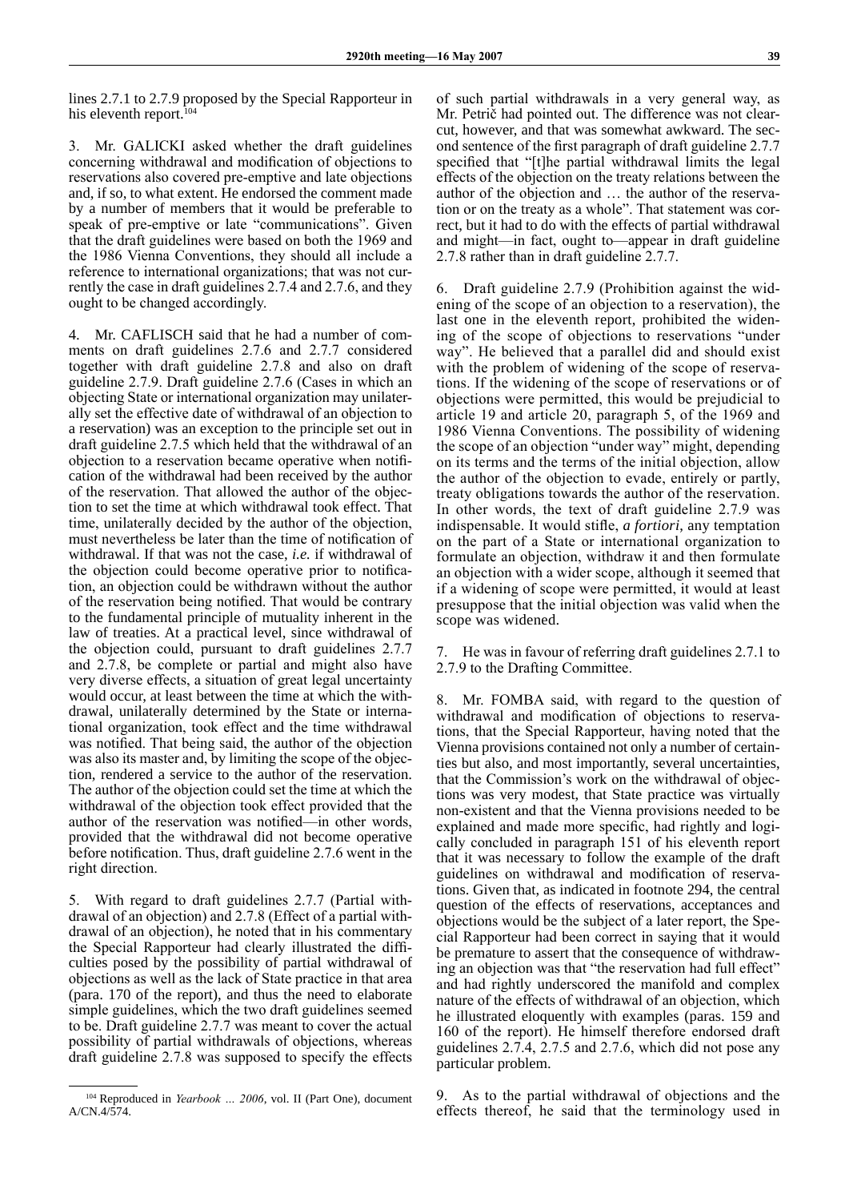lines 2.7.1 to 2.7.9 proposed by the Special Rapporteur in his eleventh report.[104]

3. Mr. GALICKI asked whether the draft guidelines concerning withdrawal and modification of objections to reservations also covered pre-emptive and late objections and, if so, to what extent. He endorsed the comment made by a number of members that it would be preferable to speak of pre-emptive or late "communications". Given that the draft guidelines were based on both the 1969 and the 1986 Vienna Conventions, they should all include a reference to international organizations; that was not currently the case in draft guidelines 2.7.4 and 2.7.6, and they ought to be changed accordingly.

4. Mr. CAFLISCH said that he had a number of comments on draft guidelines 2.7.6 and 2.7.7 considered together with draft guideline 2.7.8 and also on draft guideline 2.7.9. Draft guideline 2.7.6 (Cases in which an objecting State or international organization may unilaterally set the effective date of withdrawal of an objection to a reservation) was an exception to the principle set out in draft guideline 2.7.5 which held that the withdrawal of an objection to a reservation became operative when notification of the withdrawal had been received by the author of the reservation. That allowed the author of the objection to set the time at which withdrawal took effect. That time, unilaterally decided by the author of the objection, must nevertheless be later than the time of notification of withdrawal. If that was not the case, *i.e.* if withdrawal of the objection could become operative prior to notification, an objection could be withdrawn without the author of the reservation being notified. That would be contrary to the fundamental principle of mutuality inherent in the law of treaties. At a practical level, since withdrawal of the objection could, pursuant to draft guidelines 2.7.7 and 2.7.8, be complete or partial and might also have very diverse effects, a situation of great legal uncertainty would occur, at least between the time at which the withdrawal, unilaterally determined by the State or international organization, took effect and the time withdrawal was notified. That being said, the author of the objection was also its master and, by limiting the scope of the objection, rendered a service to the author of the reservation. The author of the objection could set the time at which the withdrawal of the objection took effect provided that the author of the reservation was notified—in other words, provided that the withdrawal did not become operative before notification. Thus, draft guideline 2.7.6 went in the right direction.

5. With regard to draft guidelines 2.7.7 (Partial withdrawal of an objection) and 2.7.8 (Effect of a partial withdrawal of an objection), he noted that in his commentary the Special Rapporteur had clearly illustrated the difficulties posed by the possibility of partial withdrawal of objections as well as the lack of State practice in that area (para. 170 of the report), and thus the need to elaborate simple guidelines, which the two draft guidelines seemed to be. Draft guideline 2.7.7 was meant to cover the actual possibility of partial withdrawals of objections, whereas draft guideline 2.7.8 was supposed to specify the effects of such partial withdrawals in a very general way, as Mr. Petrič had pointed out. The difference was not clear-cut, however, and that was somewhat awkward. The second sentence of the first paragraph of draft guideline 2.7.7 specified that "[t]he partial withdrawal limits the legal effects of the objection on the treaty relations between the author of the objection and … the author of the reservation or on the treaty as a whole". That statement was correct, but it had to do with the effects of partial withdrawal and might—in fact, ought to—appear in draft guideline 2.7.8 rather than in draft guideline 2.7.7.

6. Draft guideline 2.7.9 (Prohibition against the widening of the scope of an objection to a reservation), the last one in the eleventh report, prohibited the widening of the scope of objections to reservations "under way". He believed that a parallel did and should exist with the problem of widening of the scope of reservations. If the widening of the scope of reservations or of objections were permitted, this would be prejudicial to article 19 and article 20, paragraph 5, of the 1969 and 1986 Vienna Conventions. The possibility of widening the scope of an objection "under way" might, depending on its terms and the terms of the initial objection, allow the author of the objection to evade, entirely or partly, treaty obligations towards the author of the reservation. In other words, the text of draft guideline 2.7.9 was indispensable. It would stifle, *a fortiori*, any temptation on the part of a State or international organization to formulate an objection, withdraw it and then formulate an objection with a wider scope, although it seemed that if a widening of scope were permitted, it would at least presuppose that the initial objection was valid when the scope was widened.

7. He was in favour of referring draft guidelines 2.7.1 to 2.7.9 to the Drafting Committee.

8. Mr. FOMBA said, with regard to the question of withdrawal and modification of objections to reservations, that the Special Rapporteur, having noted that the Vienna provisions contained not only a number of certainties but also, and most importantly, several uncertainties, that the Commission's work on the withdrawal of objections was very modest, that State practice was virtually non-existent and that the Vienna provisions needed to be explained and made more specific, had rightly and logically concluded in paragraph 151 of his eleventh report that it was necessary to follow the example of the draft guidelines on withdrawal and modification of reservations. Given that, as indicated in footnote 294, the central question of the effects of reservations, acceptances and objections would be the subject of a later report, the Special Rapporteur had been correct in saying that it would be premature to assert that the consequence of withdrawing an objection was that "the reservation had full effect" and had rightly underscored the manifold and complex nature of the effects of withdrawal of an objection, which he illustrated eloquently with examples (paras. 159 and 160 of the report). He himself therefore endorsed draft guidelines 2.7.4, 2.7.5 and 2.7.6, which did not pose any particular problem.

9. As to the partial withdrawal of objections and the effects thereof, he said that the terminology used in

[104] Reproduced in *Yearbook … 2006*, vol. II (Part One), document A/CN.4/574.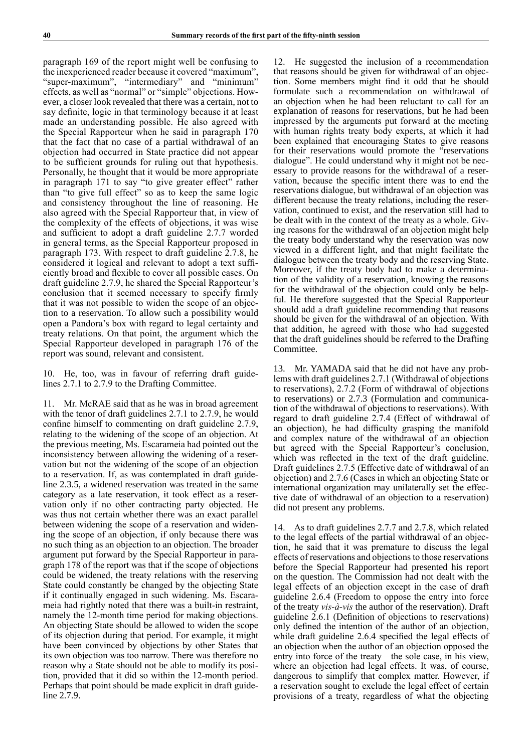paragraph 169 of the report might well be confusing to the inexperienced reader because it covered "maximum", "super-maximum", "intermediary" and "minimum" effects, as well as "normal" or "simple" objections. However, a closer look revealed that there was a certain, not to say definite, logic in that terminology because it at least made an understanding possible. He also agreed with the Special Rapporteur when he said in paragraph 170 that the fact that no case of a partial withdrawal of an objection had occurred in State practice did not appear to be sufficient grounds for ruling out that hypothesis. Personally, he thought that it would be more appropriate in paragraph 171 to say "to give greater effect" rather than "to give full effect" so as to keep the same logic and consistency throughout the line of reasoning. He also agreed with the Special Rapporteur that, in view of the complexity of the effects of objections, it was wise and sufficient to adopt a draft guideline 2.7.7 worded in general terms, as the Special Rapporteur proposed in paragraph 173. With respect to draft guideline 2.7.8, he considered it logical and relevant to adopt a text sufficiently broad and flexible to cover all possible cases. On draft guideline 2.7.9, he shared the Special Rapporteur's conclusion that it seemed necessary to specify firmly that it was not possible to widen the scope of an objection to a reservation. To allow such a possibility would open a Pandora's box with regard to legal certainty and treaty relations. On that point, the argument which the Special Rapporteur developed in paragraph 176 of the report was sound, relevant and consistent.

10. He, too, was in favour of referring draft guidelines 2.7.1 to 2.7.9 to the Drafting Committee.

11. Mr. McRAE said that as he was in broad agreement with the tenor of draft guidelines 2.7.1 to 2.7.9, he would confine himself to commenting on draft guideline 2.7.9, relating to the widening of the scope of an objection. At the previous meeting, Ms. Escarameia had pointed out the inconsistency between allowing the widening of a reservation but not the widening of the scope of an objection to a reservation. If, as was contemplated in draft guideline 2.3.5, a widened reservation was treated in the same category as a late reservation, it took effect as a reservation only if no other contracting party objected. He was thus not certain whether there was an exact parallel between widening the scope of a reservation and widening the scope of an objection, if only because there was no such thing as an objection to an objection. The broader argument put forward by the Special Rapporteur in paragraph 178 of the report was that if the scope of objections could be widened, the treaty relations with the reserving State could constantly be changed by the objecting State if it continually engaged in such widening. Ms. Escarameia had rightly noted that there was a built-in restraint, namely the 12-month time period for making objections. An objecting State should be allowed to widen the scope of its objection during that period. For example, it might have been convinced by objections by other States that its own objection was too narrow. There was therefore no reason why a State should not be able to modify its position, provided that it did so within the 12-month period. Perhaps that point should be made explicit in draft guideline 2.7.9.

12. He suggested the inclusion of a recommendation that reasons should be given for withdrawal of an objection. Some members might find it odd that he should formulate such a recommendation on withdrawal of an objection when he had been reluctant to call for an explanation of reasons for reservations, but he had been impressed by the arguments put forward at the meeting with human rights treaty body experts, at which it had been explained that encouraging States to give reasons for their reservations would promote the "reservations dialogue". He could understand why it might not be necessary to provide reasons for the withdrawal of a reservation, because the specific intent there was to end the reservations dialogue, but withdrawal of an objection was different because the treaty relations, including the reservation, continued to exist, and the reservation still had to be dealt with in the context of the treaty as a whole. Giving reasons for the withdrawal of an objection might help the treaty body understand why the reservation was now viewed in a different light, and that might facilitate the dialogue between the treaty body and the reserving State. Moreover, if the treaty body had to make a determination of the validity of a reservation, knowing the reasons for the withdrawal of the objection could only be helpful. He therefore suggested that the Special Rapporteur should add a draft guideline recommending that reasons should be given for the withdrawal of an objection. With that addition, he agreed with those who had suggested that the draft guidelines should be referred to the Drafting Committee.

13. Mr. YAMADA said that he did not have any problems with draft guidelines 2.7.1 (Withdrawal of objections to reservations), 2.7.2 (Form of withdrawal of objections to reservations) or 2.7.3 (Formulation and communication of the withdrawal of objections to reservations). With regard to draft guideline 2.7.4 (Effect of withdrawal of an objection), he had difficulty grasping the manifold and complex nature of the withdrawal of an objection but agreed with the Special Rapporteur's conclusion, which was reflected in the text of the draft guideline. Draft guidelines 2.7.5 (Effective date of withdrawal of an objection) and 2.7.6 (Cases in which an objecting State or international organization may unilaterally set the effective date of withdrawal of an objection to a reservation) did not present any problems.

14. As to draft guidelines 2.7.7 and 2.7.8, which related to the legal effects of the partial withdrawal of an objection, he said that it was premature to discuss the legal effects of reservations and objections to those reservations before the Special Rapporteur had presented his report on the question. The Commission had not dealt with the legal effects of an objection except in the case of draft guideline 2.6.4 (Freedom to oppose the entry into force of the treaty *vis-à-vis* the author of the reservation). Draft guideline 2.6.1 (Definition of objections to reservations) only defined the intention of the author of an objection, while draft guideline 2.6.4 specified the legal effects of an objection when the author of an objection opposed the entry into force of the treaty—the sole case, in his view, where an objection had legal effects. It was, of course, dangerous to simplify that complex matter. However, if a reservation sought to exclude the legal effect of certain provisions of a treaty, regardless of what the objecting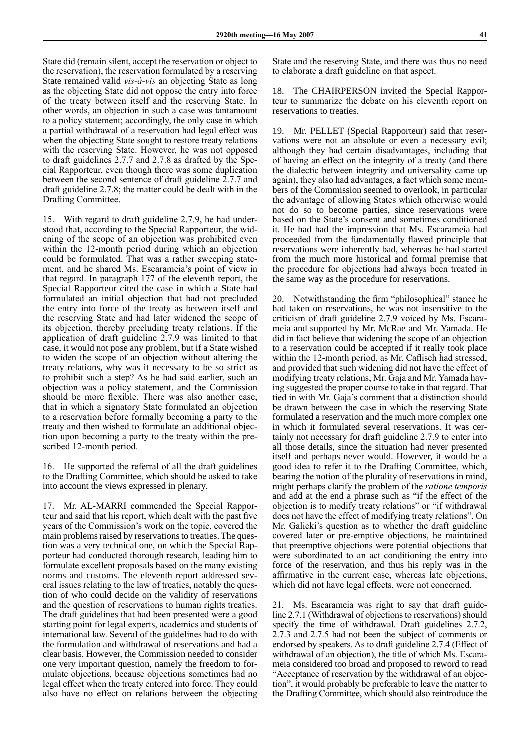State did (remain silent, accept the reservation or object to the reservation), the reservation formulated by a reserving State remained valid *vis-à-vis* an objecting State as long as the objecting State did not oppose the entry into force of the treaty between itself and the reserving State. In other words, an objection in such a case was tantamount to a policy statement; accordingly, the only case in which a partial withdrawal of a reservation had legal effect was when the objecting State sought to restore treaty relations with the reserving State. However, he was not opposed to draft guidelines 2.7.7 and 2.7.8 as drafted by the Special Rapporteur, even though there was some duplication between the second sentence of draft guideline 2.7.7 and draft guideline 2.7.8; the matter could be dealt with in the Drafting Committee.

15. With regard to draft guideline 2.7.9, he had understood that, according to the Special Rapporteur, the widening of the scope of an objection was prohibited even within the 12-month period during which an objection could be formulated. That was a rather sweeping statement, and he shared Ms. Escarameia's point of view in that regard. In paragraph 177 of the eleventh report, the Special Rapporteur cited the case in which a State had formulated an initial objection that had not precluded the entry into force of the treaty as between itself and the reserving State and had later widened the scope of its objection, thereby precluding treaty relations. If the application of draft guideline 2.7.9 was limited to that case, it would not pose any problem, but if a State wished to widen the scope of an objection without altering the treaty relations, why was it necessary to be so strict as to prohibit such a step? As he had said earlier, such an objection was a policy statement, and the Commission should be more flexible. There was also another case, that in which a signatory State formulated an objection to a reservation before formally becoming a party to the treaty and then wished to formulate an additional objection upon becoming a party to the treaty within the prescribed 12-month period.

16. He supported the referral of all the draft guidelines to the Drafting Committee, which should be asked to take into account the views expressed in plenary.

17. Mr. AL-MARRI commended the Special Rapporteur and said that his report, which dealt with the past five years of the Commission's work on the topic, covered the main problems raised by reservations to treaties. The question was a very technical one, on which the Special Rapporteur had conducted thorough research, leading him to formulate excellent proposals based on the many existing norms and customs. The eleventh report addressed several issues relating to the law of treaties, notably the question of who could decide on the validity of reservations and the question of reservations to human rights treaties. The draft guidelines that had been presented were a good starting point for legal experts, academics and students of international law. Several of the guidelines had to do with the formulation and withdrawal of reservations and had a clear basis. However, the Commission needed to consider one very important question, namely the freedom to formulate objections, because objections sometimes had no legal effect when the treaty entered into force. They could also have no effect on relations between the objecting State and the reserving State, and there was thus no need to elaborate a draft guideline on that aspect.

18. The CHAIRPERSON invited the Special Rapporteur to summarize the debate on his eleventh report on reservations to treaties.

19. Mr. PELLET (Special Rapporteur) said that reservations were not an absolute or even a necessary evil; although they had certain disadvantages, including that of having an effect on the integrity of a treaty (and there the dialectic between integrity and universality came up again), they also had advantages, a fact which some members of the Commission seemed to overlook, in particular the advantage of allowing States which otherwise would not do so to become parties, since reservations were based on the State's consent and sometimes conditioned it. He had had the impression that Ms. Escarameia had proceeded from the fundamentally flawed principle that reservations were inherently bad, whereas he had started from the much more historical and formal premise that the procedure for objections had always been treated in the same way as the procedure for reservations.

20. Notwithstanding the firm "philosophical" stance he had taken on reservations, he was not insensitive to the criticism of draft guideline 2.7.9 voiced by Ms. Escarameia and supported by Mr. McRae and Mr. Yamada. He did in fact believe that widening the scope of an objection to a reservation could be accepted if it really took place within the 12-month period, as Mr. Caflisch had stressed, and provided that such widening did not have the effect of modifying treaty relations, Mr. Gaja and Mr. Yamada having suggested the proper course to take in that regard. That tied in with Mr. Gaja's comment that a distinction should be drawn between the case in which the reserving State formulated a reservation and the much more complex one in which it formulated several reservations. It was certainly not necessary for draft guideline 2.7.9 to enter into all those details, since the situation had never presented itself and perhaps never would. However, it would be a good idea to refer it to the Drafting Committee, which, bearing the notion of the plurality of reservations in mind, might perhaps clarify the problem of the *ratione temporis* and add at the end a phrase such as "if the effect of the objection is to modify treaty relations" or "if withdrawal does not have the effect of modifying treaty relations". On Mr. Galicki's question as to whether the draft guideline covered later or pre-emptive objections, he maintained that preemptive objections were potential objections that were subordinated to an act conditioning the entry into force of the reservation, and thus his reply was in the affirmative in the current case, whereas late objections, which did not have legal effects, were not concerned.

21. Ms. Escarameia was right to say that draft guideline 2.7.1 (Withdrawal of objections to reservations) should specify the time of withdrawal. Draft guidelines 2.7.2, 2.7.3 and 2.7.5 had not been the subject of comments or endorsed by speakers. As to draft guideline 2.7.4 (Effect of withdrawal of an objection), the title of which Ms. Escarameia considered too broad and proposed to reword to read "Acceptance of reservation by the withdrawal of an objection", it would probably be preferable to leave the matter to the Drafting Committee, which should also reintroduce the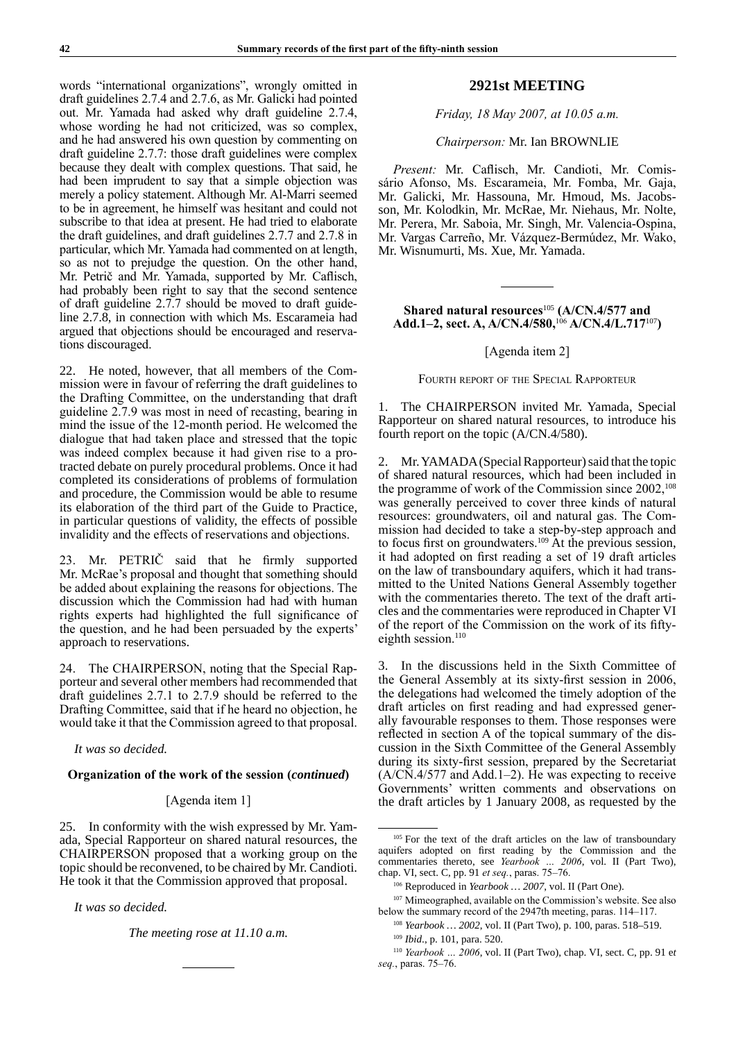words "international organizations", wrongly omitted in draft guidelines 2.7.4 and 2.7.6, as Mr. Galicki had pointed out. Mr. Yamada had asked why draft guideline 2.7.4, whose wording he had not criticized, was so complex, and he had answered his own question by commenting on draft guideline 2.7.7: those draft guidelines were complex because they dealt with complex questions. That said, he had been imprudent to say that a simple objection was merely a policy statement. Although Mr. Al-Marri seemed to be in agreement, he himself was hesitant and could not subscribe to that idea at present. He had tried to elaborate the draft guidelines, and draft guidelines 2.7.7 and 2.7.8 in particular, which Mr. Yamada had commented on at length, so as not to prejudge the question. On the other hand, Mr. Petrič and Mr. Yamada, supported by Mr. Caflisch, had probably been right to say that the second sentence of draft guideline 2.7.7 should be moved to draft guideline 2.7.8, in connection with which Ms. Escarameia had argued that objections should be encouraged and reservations discouraged.

22. He noted, however, that all members of the Commission were in favour of referring the draft guidelines to the Drafting Committee, on the understanding that draft guideline 2.7.9 was most in need of recasting, bearing in mind the issue of the 12-month period. He welcomed the dialogue that had taken place and stressed that the topic was indeed complex because it had given rise to a protracted debate on purely procedural problems. Once it had completed its considerations of problems of formulation and procedure, the Commission would be able to resume its elaboration of the third part of the Guide to Practice, in particular questions of validity, the effects of possible invalidity and the effects of reservations and objections.

23. Mr. PETRIČ said that he firmly supported Mr. McRae's proposal and thought that something should be added about explaining the reasons for objections. The discussion which the Commission had had with human rights experts had highlighted the full significance of the question, and he had been persuaded by the experts' approach to reservations.

24. The CHAIRPERSON, noting that the Special Rapporteur and several other members had recommended that draft guidelines 2.7.1 to 2.7.9 should be referred to the Drafting Committee, said that if he heard no objection, he would take it that the Commission agreed to that proposal.

*It was so decided.*

### Organization of the work of the session (*continued*)

[Agenda item 1]

25. In conformity with the wish expressed by Mr. Yamada, Special Rapporteur on shared natural resources, the CHAIRPERSON proposed that a working group on the topic should be reconvened, to be chaired by Mr. Candioti. He took it that the Commission approved that proposal.

*It was so decided.*

*The meeting rose at 11.10 a.m.*

---

## 2921st MEETING

*Friday, 18 May 2007, at 10.05 a.m.*

*Chairperson:* Mr. Ian BROWNLIE

*Present:* Mr. Caflisch, Mr. Candioti, Mr. Comissário Afonso, Ms. Escarameia, Mr. Fomba, Mr. Gaja, Mr. Galicki, Mr. Hassouna, Mr. Hmoud, Ms. Jacobsson, Mr. Kolodkin, Mr. McRae, Mr. Niehaus, Mr. Nolte, Mr. Perera, Mr. Saboia, Mr. Singh, Mr. Valencia-Ospina, Mr. Vargas Carreño, Mr. Vázquez-Bermúdez, Mr. Wako, Mr. Wisnumurti, Ms. Xue, Mr. Yamada.

---

### Shared natural resources[105] (A/CN.4/577 and Add.1–2, sect. A, A/CN.4/580,[106] A/CN.4/L.717[107])

[Agenda item 2]

Fourth report of the Special Rapporteur

1. The CHAIRPERSON invited Mr. Yamada, Special Rapporteur on shared natural resources, to introduce his fourth report on the topic (A/CN.4/580).

2. Mr. YAMADA (Special Rapporteur) said that the topic of shared natural resources, which had been included in the programme of work of the Commission since 2002,[108] was generally perceived to cover three kinds of natural resources: groundwaters, oil and natural gas. The Commission had decided to take a step-by-step approach and to focus first on groundwaters.[109] At the previous session, it had adopted on first reading a set of 19 draft articles on the law of transboundary aquifers, which it had transmitted to the United Nations General Assembly together with the commentaries thereto. The text of the draft articles and the commentaries were reproduced in Chapter VI of the report of the Commission on the work of its fifty-eighth session.[110]

3. In the discussions held in the Sixth Committee of the General Assembly at its sixty-first session in 2006, the delegations had welcomed the timely adoption of the draft articles on first reading and had expressed generally favourable responses to them. Those responses were reflected in section A of the topical summary of the discussion in the Sixth Committee of the General Assembly during its sixty-first session, prepared by the Secretariat (A/CN.4/577 and Add.1–2). He was expecting to receive Governments' written comments and observations on the draft articles by 1 January 2008, as requested by the

---

[105] For the text of the draft articles on the law of transboundary aquifers adopted on first reading by the Commission and the commentaries thereto, see *Yearbook … 2006*, vol. II (Part Two), chap. VI, sect. C, pp. 91 *et seq.*, paras. 75–76.

[106] Reproduced in *Yearbook … 2007*, vol. II (Part One).

[107] Mimeographed, available on the Commission's website. See also below the summary record of the 2947th meeting, paras. 114–117.

[108] *Yearbook … 2002*, vol. II (Part Two), p. 100, paras. 518–519.

[109] *Ibid.*, p. 101, para. 520.

[110] *Yearbook … 2006*, vol. II (Part Two), chap. VI, sect. C, pp. 91 *et seq.*, paras. 75–76.